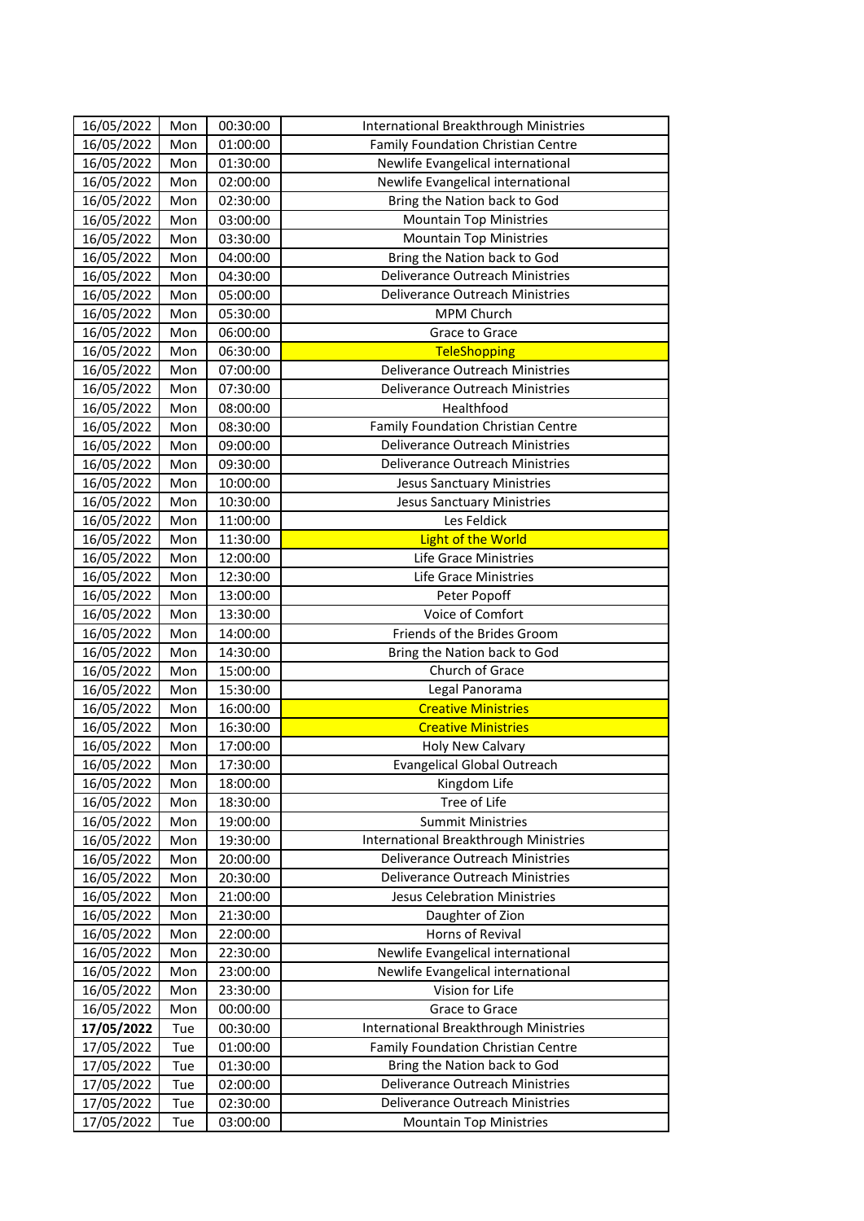| 16/05/2022 | Mon | 00:30:00 | International Breakthrough Ministries |
|---|---|---|---|
| 16/05/2022 | Mon | 01:00:00 | Family Foundation Christian Centre |
| 16/05/2022 | Mon | 01:30:00 | Newlife Evangelical international |
| 16/05/2022 | Mon | 02:00:00 | Newlife Evangelical international |
| 16/05/2022 | Mon | 02:30:00 | Bring the Nation back to God |
| 16/05/2022 | Mon | 03:00:00 | Mountain Top Ministries |
| 16/05/2022 | Mon | 03:30:00 | Mountain Top Ministries |
| 16/05/2022 | Mon | 04:00:00 | Bring the Nation back to God |
| 16/05/2022 | Mon | 04:30:00 | Deliverance Outreach Ministries |
| 16/05/2022 | Mon | 05:00:00 | Deliverance Outreach Ministries |
| 16/05/2022 | Mon | 05:30:00 | MPM Church |
| 16/05/2022 | Mon | 06:00:00 | Grace to Grace |
| 16/05/2022 | Mon | 06:30:00 | TeleShopping |
| 16/05/2022 | Mon | 07:00:00 | Deliverance Outreach Ministries |
| 16/05/2022 | Mon | 07:30:00 | Deliverance Outreach Ministries |
| 16/05/2022 | Mon | 08:00:00 | Healthfood |
| 16/05/2022 | Mon | 08:30:00 | Family Foundation Christian Centre |
| 16/05/2022 | Mon | 09:00:00 | Deliverance Outreach Ministries |
| 16/05/2022 | Mon | 09:30:00 | Deliverance Outreach Ministries |
| 16/05/2022 | Mon | 10:00:00 | Jesus Sanctuary Ministries |
| 16/05/2022 | Mon | 10:30:00 | Jesus Sanctuary Ministries |
| 16/05/2022 | Mon | 11:00:00 | Les Feldick |
| 16/05/2022 | Mon | 11:30:00 | Light of the World |
| 16/05/2022 | Mon | 12:00:00 | Life Grace Ministries |
| 16/05/2022 | Mon | 12:30:00 | Life Grace Ministries |
| 16/05/2022 | Mon | 13:00:00 | Peter Popoff |
| 16/05/2022 | Mon | 13:30:00 | Voice of Comfort |
| 16/05/2022 | Mon | 14:00:00 | Friends of the Brides Groom |
| 16/05/2022 | Mon | 14:30:00 | Bring the Nation back to God |
| 16/05/2022 | Mon | 15:00:00 | Church of Grace |
| 16/05/2022 | Mon | 15:30:00 | Legal Panorama |
| 16/05/2022 | Mon | 16:00:00 | Creative Ministries |
| 16/05/2022 | Mon | 16:30:00 | Creative Ministries |
| 16/05/2022 | Mon | 17:00:00 | Holy New Calvary |
| 16/05/2022 | Mon | 17:30:00 | Evangelical Global Outreach |
| 16/05/2022 | Mon | 18:00:00 | Kingdom Life |
| 16/05/2022 | Mon | 18:30:00 | Tree of Life |
| 16/05/2022 | Mon | 19:00:00 | Summit Ministries |
| 16/05/2022 | Mon | 19:30:00 | International Breakthrough Ministries |
| 16/05/2022 | Mon | 20:00:00 | Deliverance Outreach Ministries |
| 16/05/2022 | Mon | 20:30:00 | Deliverance Outreach Ministries |
| 16/05/2022 | Mon | 21:00:00 | Jesus Celebration Ministries |
| 16/05/2022 | Mon | 21:30:00 | Daughter of Zion |
| 16/05/2022 | Mon | 22:00:00 | Horns of Revival |
| 16/05/2022 | Mon | 22:30:00 | Newlife Evangelical international |
| 16/05/2022 | Mon | 23:00:00 | Newlife Evangelical international |
| 16/05/2022 | Mon | 23:30:00 | Vision for Life |
| 16/05/2022 | Mon | 00:00:00 | Grace to Grace |
| **17/05/2022** | Tue | 00:30:00 | International Breakthrough Ministries |
| 17/05/2022 | Tue | 01:00:00 | Family Foundation Christian Centre |
| 17/05/2022 | Tue | 01:30:00 | Bring the Nation back to God |
| 17/05/2022 | Tue | 02:00:00 | Deliverance Outreach Ministries |
| 17/05/2022 | Tue | 02:30:00 | Deliverance Outreach Ministries |
| 17/05/2022 | Tue | 03:00:00 | Mountain Top Ministries |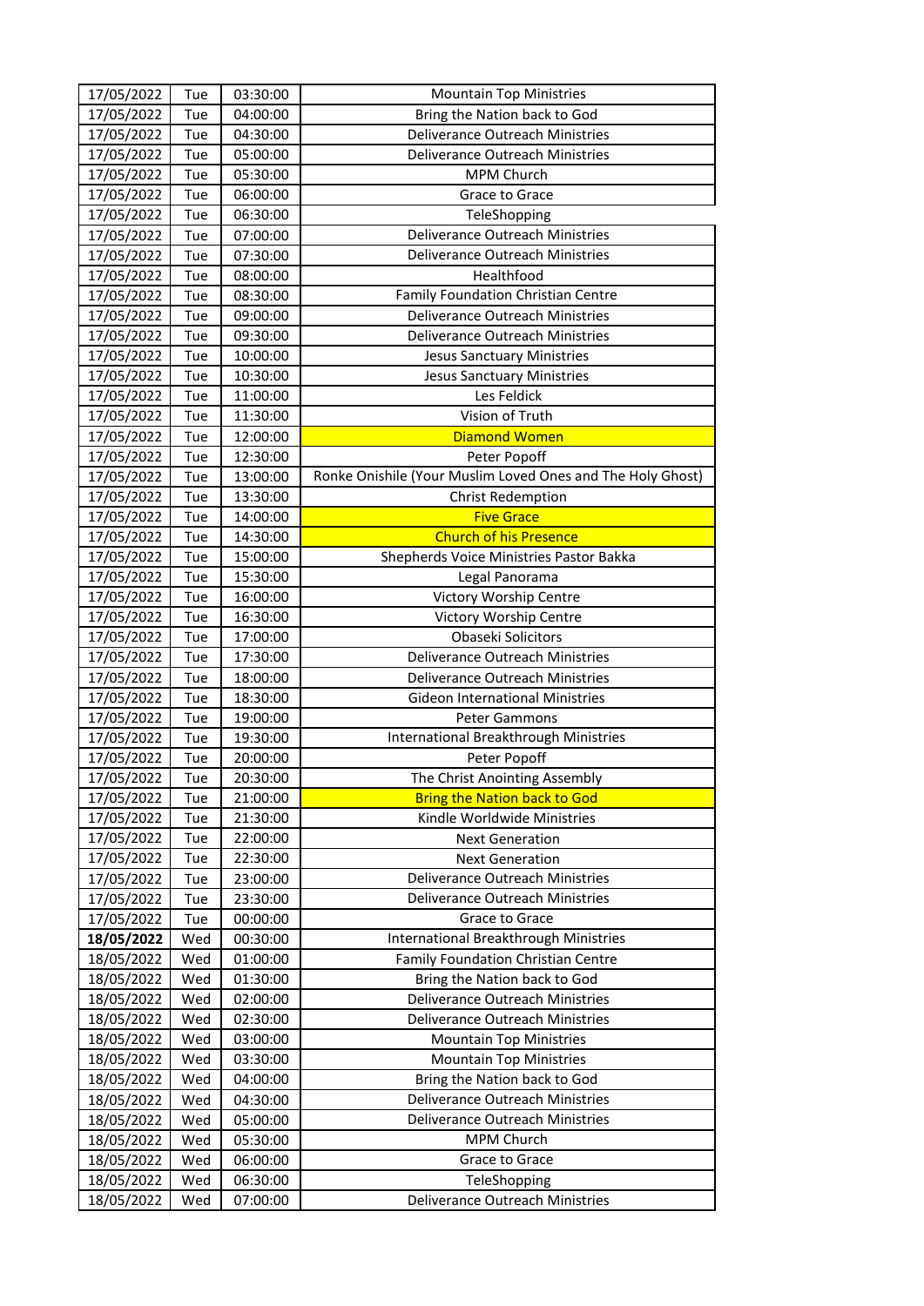| 17/05/2022 | Tue | 03:30:00 | Mountain Top Ministries |
|---|---|---|---|
| 17/05/2022 | Tue | 04:00:00 | Bring the Nation back to God |
| 17/05/2022 | Tue | 04:30:00 | Deliverance Outreach Ministries |
| 17/05/2022 | Tue | 05:00:00 | Deliverance Outreach Ministries |
| 17/05/2022 | Tue | 05:30:00 | MPM Church |
| 17/05/2022 | Tue | 06:00:00 | Grace to Grace |
| 17/05/2022 | Tue | 06:30:00 | TeleShopping |
| 17/05/2022 | Tue | 07:00:00 | Deliverance Outreach Ministries |
| 17/05/2022 | Tue | 07:30:00 | Deliverance Outreach Ministries |
| 17/05/2022 | Tue | 08:00:00 | Healthfood |
| 17/05/2022 | Tue | 08:30:00 | Family Foundation Christian Centre |
| 17/05/2022 | Tue | 09:00:00 | Deliverance Outreach Ministries |
| 17/05/2022 | Tue | 09:30:00 | Deliverance Outreach Ministries |
| 17/05/2022 | Tue | 10:00:00 | Jesus Sanctuary Ministries |
| 17/05/2022 | Tue | 10:30:00 | Jesus Sanctuary Ministries |
| 17/05/2022 | Tue | 11:00:00 | Les Feldick |
| 17/05/2022 | Tue | 11:30:00 | Vision of Truth |
| 17/05/2022 | Tue | 12:00:00 | Diamond Women |
| 17/05/2022 | Tue | 12:30:00 | Peter Popoff |
| 17/05/2022 | Tue | 13:00:00 | Ronke Onishile (Your Muslim Loved Ones and The Holy Ghost) |
| 17/05/2022 | Tue | 13:30:00 | Christ Redemption |
| 17/05/2022 | Tue | 14:00:00 | Five Grace |
| 17/05/2022 | Tue | 14:30:00 | Church of his Presence |
| 17/05/2022 | Tue | 15:00:00 | Shepherds Voice Ministries Pastor Bakka |
| 17/05/2022 | Tue | 15:30:00 | Legal Panorama |
| 17/05/2022 | Tue | 16:00:00 | Victory Worship Centre |
| 17/05/2022 | Tue | 16:30:00 | Victory Worship Centre |
| 17/05/2022 | Tue | 17:00:00 | Obaseki Solicitors |
| 17/05/2022 | Tue | 17:30:00 | Deliverance Outreach Ministries |
| 17/05/2022 | Tue | 18:00:00 | Deliverance Outreach Ministries |
| 17/05/2022 | Tue | 18:30:00 | Gideon International Ministries |
| 17/05/2022 | Tue | 19:00:00 | Peter Gammons |
| 17/05/2022 | Tue | 19:30:00 | International Breakthrough Ministries |
| 17/05/2022 | Tue | 20:00:00 | Peter Popoff |
| 17/05/2022 | Tue | 20:30:00 | The Christ Anointing Assembly |
| 17/05/2022 | Tue | 21:00:00 | Bring the Nation back to God |
| 17/05/2022 | Tue | 21:30:00 | Kindle Worldwide Ministries |
| 17/05/2022 | Tue | 22:00:00 | Next Generation |
| 17/05/2022 | Tue | 22:30:00 | Next Generation |
| 17/05/2022 | Tue | 23:00:00 | Deliverance Outreach Ministries |
| 17/05/2022 | Tue | 23:30:00 | Deliverance Outreach Ministries |
| 17/05/2022 | Tue | 00:00:00 | Grace to Grace |
| **18/05/2022** | Wed | 00:30:00 | International Breakthrough Ministries |
| 18/05/2022 | Wed | 01:00:00 | Family Foundation Christian Centre |
| 18/05/2022 | Wed | 01:30:00 | Bring the Nation back to God |
| 18/05/2022 | Wed | 02:00:00 | Deliverance Outreach Ministries |
| 18/05/2022 | Wed | 02:30:00 | Deliverance Outreach Ministries |
| 18/05/2022 | Wed | 03:00:00 | Mountain Top Ministries |
| 18/05/2022 | Wed | 03:30:00 | Mountain Top Ministries |
| 18/05/2022 | Wed | 04:00:00 | Bring the Nation back to God |
| 18/05/2022 | Wed | 04:30:00 | Deliverance Outreach Ministries |
| 18/05/2022 | Wed | 05:00:00 | Deliverance Outreach Ministries |
| 18/05/2022 | Wed | 05:30:00 | MPM Church |
| 18/05/2022 | Wed | 06:00:00 | Grace to Grace |
| 18/05/2022 | Wed | 06:30:00 | TeleShopping |
| 18/05/2022 | Wed | 07:00:00 | Deliverance Outreach Ministries |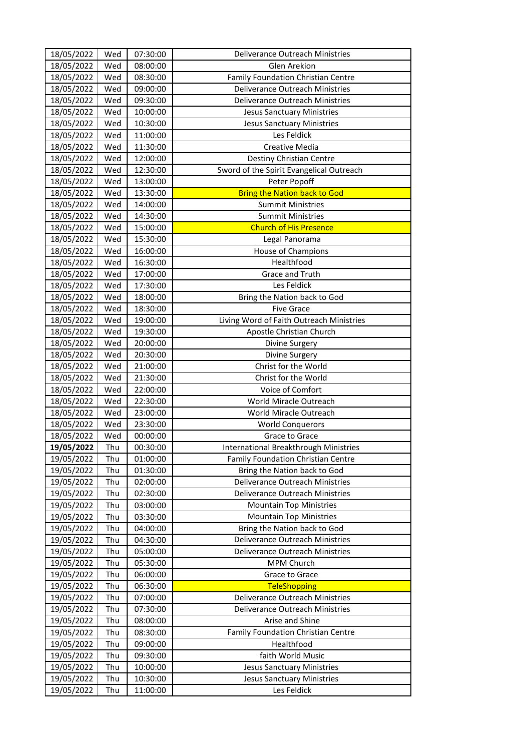| 18/05/2022 | Wed | 07:30:00 | Deliverance Outreach Ministries |
|---|---|---|---|
| 18/05/2022 | Wed | 08:00:00 | Glen Arekion |
| 18/05/2022 | Wed | 08:30:00 | Family Foundation Christian Centre |
| 18/05/2022 | Wed | 09:00:00 | Deliverance Outreach Ministries |
| 18/05/2022 | Wed | 09:30:00 | Deliverance Outreach Ministries |
| 18/05/2022 | Wed | 10:00:00 | Jesus Sanctuary Ministries |
| 18/05/2022 | Wed | 10:30:00 | Jesus Sanctuary Ministries |
| 18/05/2022 | Wed | 11:00:00 | Les Feldick |
| 18/05/2022 | Wed | 11:30:00 | Creative Media |
| 18/05/2022 | Wed | 12:00:00 | Destiny Christian Centre |
| 18/05/2022 | Wed | 12:30:00 | Sword of the Spirit Evangelical Outreach |
| 18/05/2022 | Wed | 13:00:00 | Peter Popoff |
| 18/05/2022 | Wed | 13:30:00 | Bring the Nation back to God |
| 18/05/2022 | Wed | 14:00:00 | Summit Ministries |
| 18/05/2022 | Wed | 14:30:00 | Summit Ministries |
| 18/05/2022 | Wed | 15:00:00 | Church of His Presence |
| 18/05/2022 | Wed | 15:30:00 | Legal Panorama |
| 18/05/2022 | Wed | 16:00:00 | House of Champions |
| 18/05/2022 | Wed | 16:30:00 | Healthfood |
| 18/05/2022 | Wed | 17:00:00 | Grace and Truth |
| 18/05/2022 | Wed | 17:30:00 | Les Feldick |
| 18/05/2022 | Wed | 18:00:00 | Bring the Nation back to God |
| 18/05/2022 | Wed | 18:30:00 | Five Grace |
| 18/05/2022 | Wed | 19:00:00 | Living Word of Faith Outreach Ministries |
| 18/05/2022 | Wed | 19:30:00 | Apostle Christian Church |
| 18/05/2022 | Wed | 20:00:00 | Divine Surgery |
| 18/05/2022 | Wed | 20:30:00 | Divine Surgery |
| 18/05/2022 | Wed | 21:00:00 | Christ for the World |
| 18/05/2022 | Wed | 21:30:00 | Christ for the World |
| 18/05/2022 | Wed | 22:00:00 | Voice of Comfort |
| 18/05/2022 | Wed | 22:30:00 | World Miracle Outreach |
| 18/05/2022 | Wed | 23:00:00 | World Miracle Outreach |
| 18/05/2022 | Wed | 23:30:00 | World Conquerors |
| 18/05/2022 | Wed | 00:00:00 | Grace to Grace |
| **19/05/2022** | Thu | 00:30:00 | International Breakthrough Ministries |
| 19/05/2022 | Thu | 01:00:00 | Family Foundation Christian Centre |
| 19/05/2022 | Thu | 01:30:00 | Bring the Nation back to God |
| 19/05/2022 | Thu | 02:00:00 | Deliverance Outreach Ministries |
| 19/05/2022 | Thu | 02:30:00 | Deliverance Outreach Ministries |
| 19/05/2022 | Thu | 03:00:00 | Mountain Top Ministries |
| 19/05/2022 | Thu | 03:30:00 | Mountain Top Ministries |
| 19/05/2022 | Thu | 04:00:00 | Bring the Nation back to God |
| 19/05/2022 | Thu | 04:30:00 | Deliverance Outreach Ministries |
| 19/05/2022 | Thu | 05:00:00 | Deliverance Outreach Ministries |
| 19/05/2022 | Thu | 05:30:00 | MPM Church |
| 19/05/2022 | Thu | 06:00:00 | Grace to Grace |
| 19/05/2022 | Thu | 06:30:00 | TeleShopping |
| 19/05/2022 | Thu | 07:00:00 | Deliverance Outreach Ministries |
| 19/05/2022 | Thu | 07:30:00 | Deliverance Outreach Ministries |
| 19/05/2022 | Thu | 08:00:00 | Arise and Shine |
| 19/05/2022 | Thu | 08:30:00 | Family Foundation Christian Centre |
| 19/05/2022 | Thu | 09:00:00 | Healthfood |
| 19/05/2022 | Thu | 09:30:00 | faith World Music |
| 19/05/2022 | Thu | 10:00:00 | Jesus Sanctuary Ministries |
| 19/05/2022 | Thu | 10:30:00 | Jesus Sanctuary Ministries |
| 19/05/2022 | Thu | 11:00:00 | Les Feldick |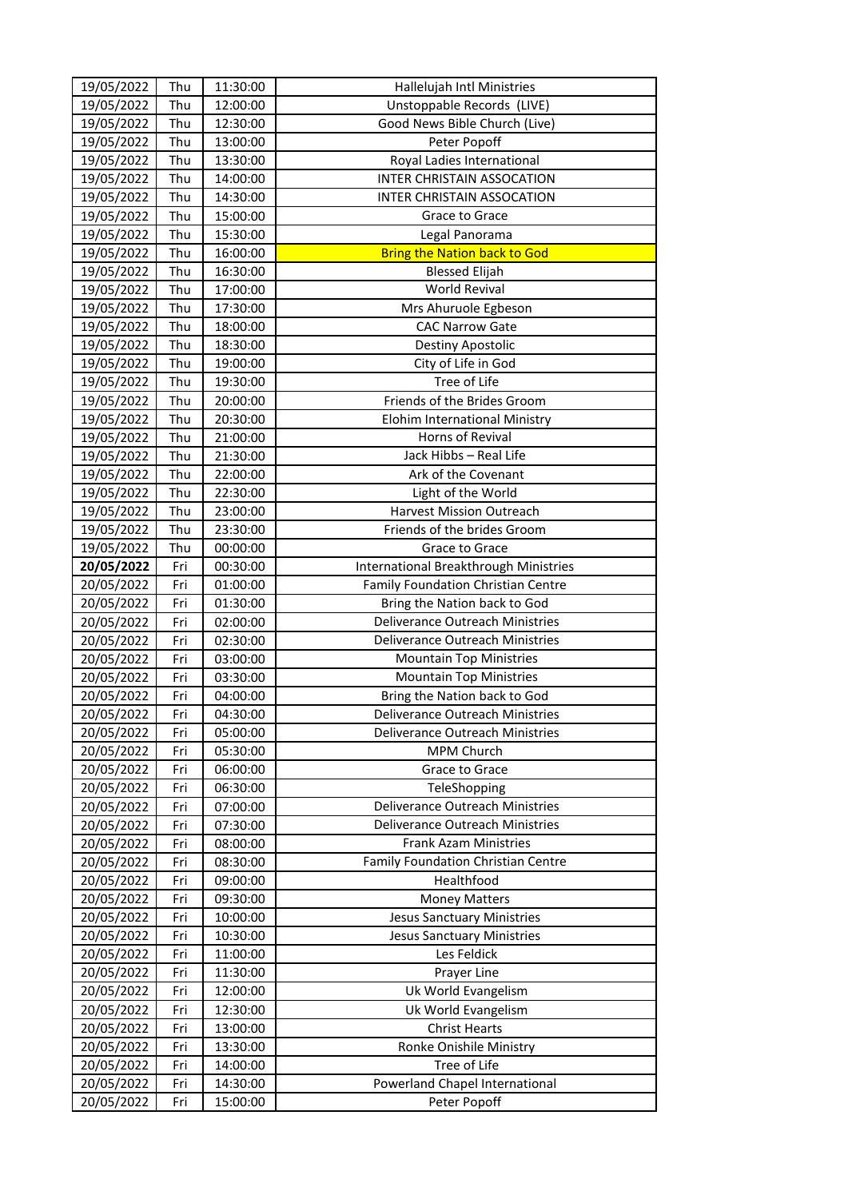| 19/05/2022 | Thu | 11:30:00 | Hallelujah Intl Ministries |
|---|---|---|---|
| 19/05/2022 | Thu | 12:00:00 | Unstoppable Records  (LIVE) |
| 19/05/2022 | Thu | 12:30:00 | Good News Bible Church (Live) |
| 19/05/2022 | Thu | 13:00:00 | Peter Popoff |
| 19/05/2022 | Thu | 13:30:00 | Royal Ladies International |
| 19/05/2022 | Thu | 14:00:00 | INTER CHRISTAIN ASSOCATION |
| 19/05/2022 | Thu | 14:30:00 | INTER CHRISTAIN ASSOCATION |
| 19/05/2022 | Thu | 15:00:00 | Grace to Grace |
| 19/05/2022 | Thu | 15:30:00 | Legal Panorama |
| 19/05/2022 | Thu | 16:00:00 | Bring the Nation back to God |
| 19/05/2022 | Thu | 16:30:00 | Blessed Elijah |
| 19/05/2022 | Thu | 17:00:00 | World Revival |
| 19/05/2022 | Thu | 17:30:00 | Mrs Ahuruole Egbeson |
| 19/05/2022 | Thu | 18:00:00 | CAC Narrow Gate |
| 19/05/2022 | Thu | 18:30:00 | Destiny Apostolic |
| 19/05/2022 | Thu | 19:00:00 | City of Life in God |
| 19/05/2022 | Thu | 19:30:00 | Tree of Life |
| 19/05/2022 | Thu | 20:00:00 | Friends of the Brides Groom |
| 19/05/2022 | Thu | 20:30:00 | Elohim International Ministry |
| 19/05/2022 | Thu | 21:00:00 | Horns of Revival |
| 19/05/2022 | Thu | 21:30:00 | Jack Hibbs – Real Life |
| 19/05/2022 | Thu | 22:00:00 | Ark of the Covenant |
| 19/05/2022 | Thu | 22:30:00 | Light of the World |
| 19/05/2022 | Thu | 23:00:00 | Harvest Mission Outreach |
| 19/05/2022 | Thu | 23:30:00 | Friends of the brides Groom |
| 19/05/2022 | Thu | 00:00:00 | Grace to Grace |
| **20/05/2022** | Fri | 00:30:00 | International Breakthrough Ministries |
| 20/05/2022 | Fri | 01:00:00 | Family Foundation Christian Centre |
| 20/05/2022 | Fri | 01:30:00 | Bring the Nation back to God |
| 20/05/2022 | Fri | 02:00:00 | Deliverance Outreach Ministries |
| 20/05/2022 | Fri | 02:30:00 | Deliverance Outreach Ministries |
| 20/05/2022 | Fri | 03:00:00 | Mountain Top Ministries |
| 20/05/2022 | Fri | 03:30:00 | Mountain Top Ministries |
| 20/05/2022 | Fri | 04:00:00 | Bring the Nation back to God |
| 20/05/2022 | Fri | 04:30:00 | Deliverance Outreach Ministries |
| 20/05/2022 | Fri | 05:00:00 | Deliverance Outreach Ministries |
| 20/05/2022 | Fri | 05:30:00 | MPM Church |
| 20/05/2022 | Fri | 06:00:00 | Grace to Grace |
| 20/05/2022 | Fri | 06:30:00 | TeleShopping |
| 20/05/2022 | Fri | 07:00:00 | Deliverance Outreach Ministries |
| 20/05/2022 | Fri | 07:30:00 | Deliverance Outreach Ministries |
| 20/05/2022 | Fri | 08:00:00 | Frank Azam Ministries |
| 20/05/2022 | Fri | 08:30:00 | Family Foundation Christian Centre |
| 20/05/2022 | Fri | 09:00:00 | Healthfood |
| 20/05/2022 | Fri | 09:30:00 | Money Matters |
| 20/05/2022 | Fri | 10:00:00 | Jesus Sanctuary Ministries |
| 20/05/2022 | Fri | 10:30:00 | Jesus Sanctuary Ministries |
| 20/05/2022 | Fri | 11:00:00 | Les Feldick |
| 20/05/2022 | Fri | 11:30:00 | Prayer Line |
| 20/05/2022 | Fri | 12:00:00 | Uk World Evangelism |
| 20/05/2022 | Fri | 12:30:00 | Uk World Evangelism |
| 20/05/2022 | Fri | 13:00:00 | Christ Hearts |
| 20/05/2022 | Fri | 13:30:00 | Ronke Onishile Ministry |
| 20/05/2022 | Fri | 14:00:00 | Tree of Life |
| 20/05/2022 | Fri | 14:30:00 | Powerland Chapel International |
| 20/05/2022 | Fri | 15:00:00 | Peter Popoff |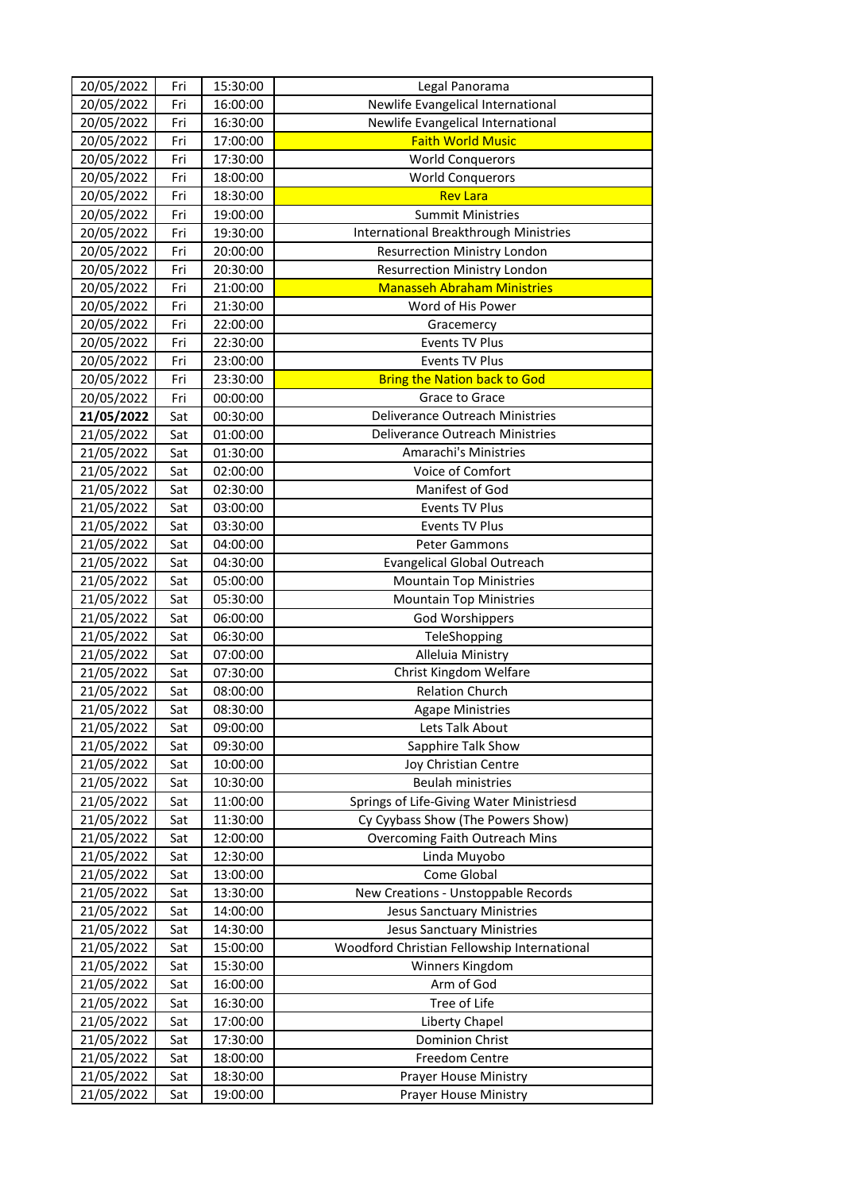| 20/05/2022 | Fri | 15:30:00 | Legal Panorama |
|---|---|---|---|
| 20/05/2022 | Fri | 16:00:00 | Newlife Evangelical International |
| 20/05/2022 | Fri | 16:30:00 | Newlife Evangelical International |
| 20/05/2022 | Fri | 17:00:00 | Faith World Music |
| 20/05/2022 | Fri | 17:30:00 | World Conquerors |
| 20/05/2022 | Fri | 18:00:00 | World Conquerors |
| 20/05/2022 | Fri | 18:30:00 | Rev Lara |
| 20/05/2022 | Fri | 19:00:00 | Summit Ministries |
| 20/05/2022 | Fri | 19:30:00 | International Breakthrough Ministries |
| 20/05/2022 | Fri | 20:00:00 | Resurrection Ministry London |
| 20/05/2022 | Fri | 20:30:00 | Resurrection Ministry London |
| 20/05/2022 | Fri | 21:00:00 | Manasseh Abraham Ministries |
| 20/05/2022 | Fri | 21:30:00 | Word of His Power |
| 20/05/2022 | Fri | 22:00:00 | Gracemercy |
| 20/05/2022 | Fri | 22:30:00 | Events TV Plus |
| 20/05/2022 | Fri | 23:00:00 | Events TV Plus |
| 20/05/2022 | Fri | 23:30:00 | Bring the Nation back to God |
| 20/05/2022 | Fri | 00:00:00 | Grace to Grace |
| **21/05/2022** | Sat | 00:30:00 | Deliverance Outreach Ministries |
| 21/05/2022 | Sat | 01:00:00 | Deliverance Outreach Ministries |
| 21/05/2022 | Sat | 01:30:00 | Amarachi's Ministries |
| 21/05/2022 | Sat | 02:00:00 | Voice of Comfort |
| 21/05/2022 | Sat | 02:30:00 | Manifest of God |
| 21/05/2022 | Sat | 03:00:00 | Events TV Plus |
| 21/05/2022 | Sat | 03:30:00 | Events TV Plus |
| 21/05/2022 | Sat | 04:00:00 | Peter Gammons |
| 21/05/2022 | Sat | 04:30:00 | Evangelical Global Outreach |
| 21/05/2022 | Sat | 05:00:00 | Mountain Top Ministries |
| 21/05/2022 | Sat | 05:30:00 | Mountain Top Ministries |
| 21/05/2022 | Sat | 06:00:00 | God Worshippers |
| 21/05/2022 | Sat | 06:30:00 | TeleShopping |
| 21/05/2022 | Sat | 07:00:00 | Alleluia Ministry |
| 21/05/2022 | Sat | 07:30:00 | Christ Kingdom Welfare |
| 21/05/2022 | Sat | 08:00:00 | Relation Church |
| 21/05/2022 | Sat | 08:30:00 | Agape Ministries |
| 21/05/2022 | Sat | 09:00:00 | Lets Talk About |
| 21/05/2022 | Sat | 09:30:00 | Sapphire Talk Show |
| 21/05/2022 | Sat | 10:00:00 | Joy Christian Centre |
| 21/05/2022 | Sat | 10:30:00 | Beulah ministries |
| 21/05/2022 | Sat | 11:00:00 | Springs of Life-Giving Water Ministriesd |
| 21/05/2022 | Sat | 11:30:00 | Cy Cyybass Show (The Powers Show) |
| 21/05/2022 | Sat | 12:00:00 | Overcoming Faith Outreach Mins |
| 21/05/2022 | Sat | 12:30:00 | Linda Muyobo |
| 21/05/2022 | Sat | 13:00:00 | Come Global |
| 21/05/2022 | Sat | 13:30:00 | New Creations - Unstoppable Records |
| 21/05/2022 | Sat | 14:00:00 | Jesus Sanctuary Ministries |
| 21/05/2022 | Sat | 14:30:00 | Jesus Sanctuary Ministries |
| 21/05/2022 | Sat | 15:00:00 | Woodford Christian Fellowship International |
| 21/05/2022 | Sat | 15:30:00 | Winners Kingdom |
| 21/05/2022 | Sat | 16:00:00 | Arm of God |
| 21/05/2022 | Sat | 16:30:00 | Tree of Life |
| 21/05/2022 | Sat | 17:00:00 | Liberty Chapel |
| 21/05/2022 | Sat | 17:30:00 | Dominion Christ |
| 21/05/2022 | Sat | 18:00:00 | Freedom Centre |
| 21/05/2022 | Sat | 18:30:00 | Prayer House Ministry |
| 21/05/2022 | Sat | 19:00:00 | Prayer House Ministry |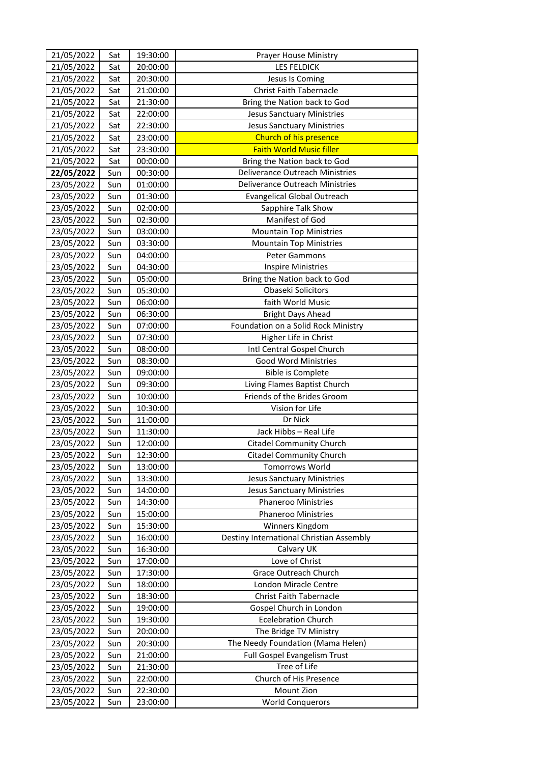| 21/05/2022 | Sat | 19:30:00 | Prayer House Ministry |
|---|---|---|---|
| 21/05/2022 | Sat | 20:00:00 | LES FELDICK |
| 21/05/2022 | Sat | 20:30:00 | Jesus Is Coming |
| 21/05/2022 | Sat | 21:00:00 | Christ Faith Tabernacle |
| 21/05/2022 | Sat | 21:30:00 | Bring the Nation back to God |
| 21/05/2022 | Sat | 22:00:00 | Jesus Sanctuary Ministries |
| 21/05/2022 | Sat | 22:30:00 | Jesus Sanctuary Ministries |
| 21/05/2022 | Sat | 23:00:00 | Church of his presence |
| 21/05/2022 | Sat | 23:30:00 | Faith World Music filler |
| 21/05/2022 | Sat | 00:00:00 | Bring the Nation back to God |
| **22/05/2022** | Sun | 00:30:00 | Deliverance Outreach Ministries |
| 23/05/2022 | Sun | 01:00:00 | Deliverance Outreach Ministries |
| 23/05/2022 | Sun | 01:30:00 | Evangelical Global Outreach |
| 23/05/2022 | Sun | 02:00:00 | Sapphire Talk Show |
| 23/05/2022 | Sun | 02:30:00 | Manifest of God |
| 23/05/2022 | Sun | 03:00:00 | Mountain Top Ministries |
| 23/05/2022 | Sun | 03:30:00 | Mountain Top Ministries |
| 23/05/2022 | Sun | 04:00:00 | Peter Gammons |
| 23/05/2022 | Sun | 04:30:00 | Inspire Ministries |
| 23/05/2022 | Sun | 05:00:00 | Bring the Nation back to God |
| 23/05/2022 | Sun | 05:30:00 | Obaseki Solicitors |
| 23/05/2022 | Sun | 06:00:00 | faith World Music |
| 23/05/2022 | Sun | 06:30:00 | Bright Days Ahead |
| 23/05/2022 | Sun | 07:00:00 | Foundation on a Solid Rock Ministry |
| 23/05/2022 | Sun | 07:30:00 | Higher Life in Christ |
| 23/05/2022 | Sun | 08:00:00 | Intl Central Gospel Church |
| 23/05/2022 | Sun | 08:30:00 | Good Word Ministries |
| 23/05/2022 | Sun | 09:00:00 | Bible is Complete |
| 23/05/2022 | Sun | 09:30:00 | Living Flames Baptist Church |
| 23/05/2022 | Sun | 10:00:00 | Friends of the Brides Groom |
| 23/05/2022 | Sun | 10:30:00 | Vision for Life |
| 23/05/2022 | Sun | 11:00:00 | Dr Nick |
| 23/05/2022 | Sun | 11:30:00 | Jack Hibbs – Real Life |
| 23/05/2022 | Sun | 12:00:00 | Citadel Community Church |
| 23/05/2022 | Sun | 12:30:00 | Citadel Community Church |
| 23/05/2022 | Sun | 13:00:00 | Tomorrows World |
| 23/05/2022 | Sun | 13:30:00 | Jesus Sanctuary Ministries |
| 23/05/2022 | Sun | 14:00:00 | Jesus Sanctuary Ministries |
| 23/05/2022 | Sun | 14:30:00 | Phaneroo Ministries |
| 23/05/2022 | Sun | 15:00:00 | Phaneroo Ministries |
| 23/05/2022 | Sun | 15:30:00 | Winners Kingdom |
| 23/05/2022 | Sun | 16:00:00 | Destiny International Christian Assembly |
| 23/05/2022 | Sun | 16:30:00 | Calvary UK |
| 23/05/2022 | Sun | 17:00:00 | Love of Christ |
| 23/05/2022 | Sun | 17:30:00 | Grace Outreach Church |
| 23/05/2022 | Sun | 18:00:00 | London Miracle Centre |
| 23/05/2022 | Sun | 18:30:00 | Christ Faith Tabernacle |
| 23/05/2022 | Sun | 19:00:00 | Gospel Church in London |
| 23/05/2022 | Sun | 19:30:00 | Ecelebration Church |
| 23/05/2022 | Sun | 20:00:00 | The Bridge TV Ministry |
| 23/05/2022 | Sun | 20:30:00 | The Needy Foundation (Mama Helen) |
| 23/05/2022 | Sun | 21:00:00 | Full Gospel Evangelism Trust |
| 23/05/2022 | Sun | 21:30:00 | Tree of Life |
| 23/05/2022 | Sun | 22:00:00 | Church of His Presence |
| 23/05/2022 | Sun | 22:30:00 | Mount Zion |
| 23/05/2022 | Sun | 23:00:00 | World Conquerors |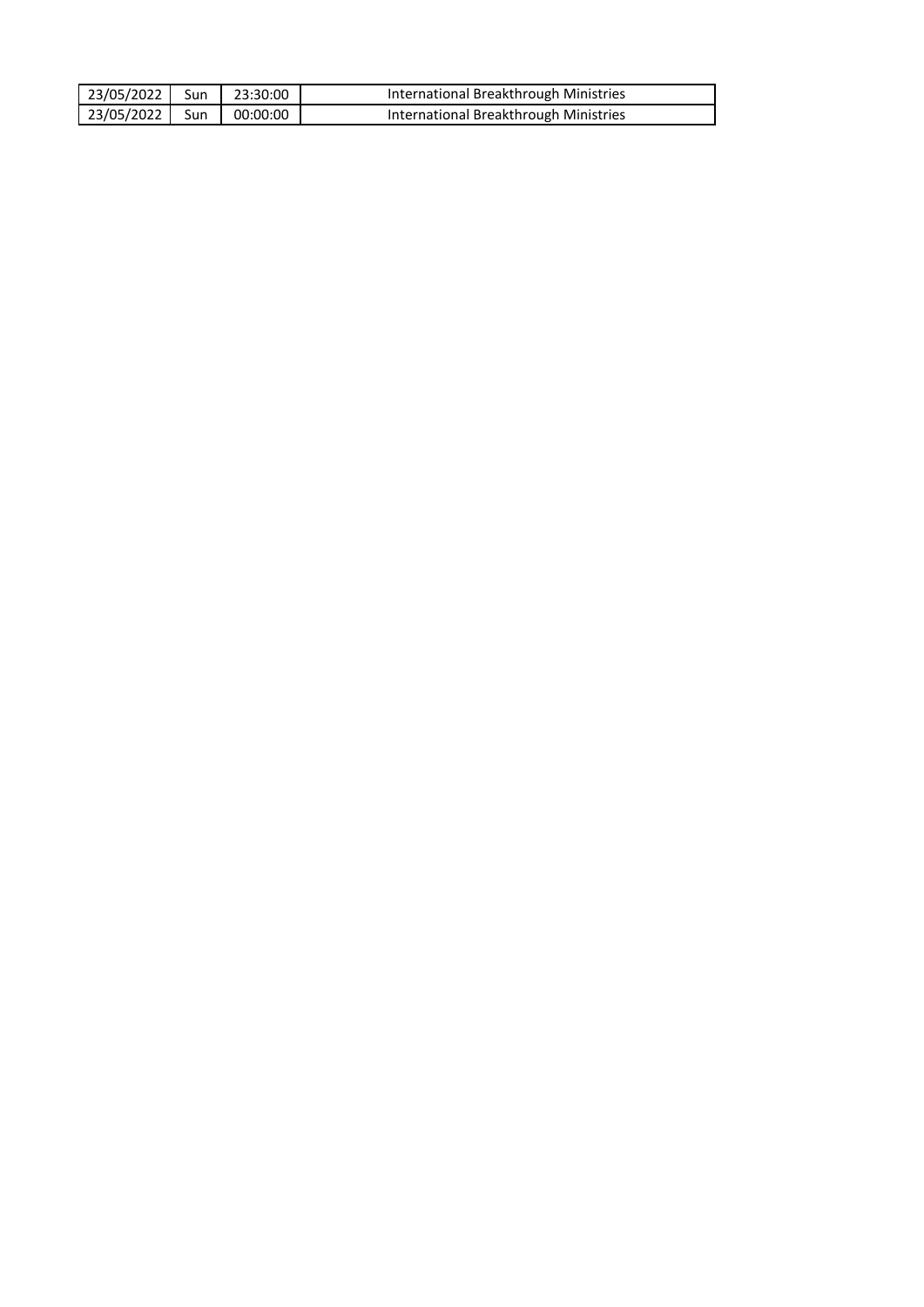| | | | |
|---|---|---|---|
| 23/05/2022 | Sun | 23:30:00 | International Breakthrough Ministries |
| 23/05/2022 | Sun | 00:00:00 | International Breakthrough Ministries |